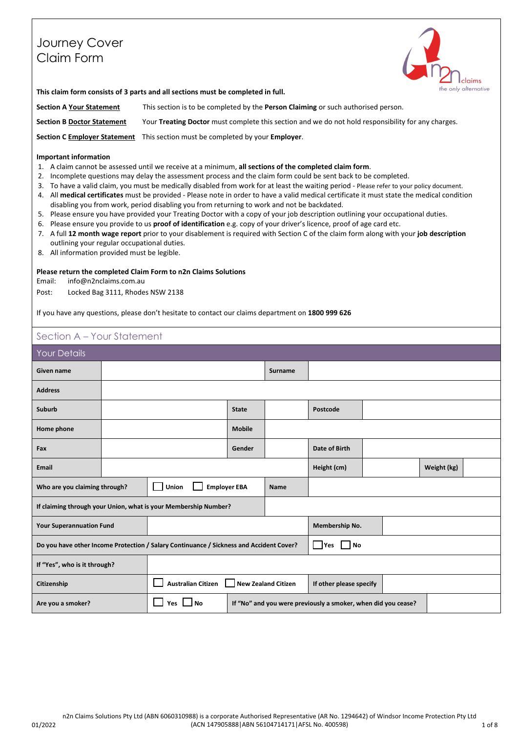# Journey Cover Claim Form

**This claim form consists of 3 parts and all sections must be completed in full.**

**Section A Your Statement** This section is to be completed by the **Person Claiming** or such authorised person.

**Section B Doctor Statement** Your **Treating Doctor** must complete this section and we do not hold responsibility for any charges.

**Section C Employer Statement** This section must be completed by your **Employer**.

**Important information**

1. A claim cannot be assessed until we receive at a minimum, **all sections of the completed claim form**.
2. Incomplete questions may delay the assessment process and the claim form could be sent back to be completed.
3. To have a valid claim, you must be medically disabled from work for at least the waiting period - Please refer to your policy document.
4. All **medical certificates** must be provided - Please note in order to have a valid medical certificate it must state the medical condition disabling you from work, period disabling you from returning to work and not be backdated.
5. Please ensure you have provided your Treating Doctor with a copy of your job description outlining your occupational duties.
6. Please ensure you provide to us **proof of identification** e.g. copy of your driver's licence, proof of age card etc.
7. A full **12 month wage report** prior to your disablement is required with Section C of the claim form along with your **job description** outlining your regular occupational duties.
8. All information provided must be legible.

**Please return the completed Claim Form to n2n Claims Solutions**

Email: info@n2nclaims.com.au

Post: Locked Bag 3111, Rhodes NSW 2138

If you have any questions, please don't hesitate to contact our claims department on **1800 999 626**

## Section A – Your Statement

### Your Details

| | | | | | |
|---|---|---|---|---|---|
| **Given name** | | | **Surname** | | |
| **Address** | | | | | |
| **Suburb** | | **State** | | **Postcode** | |
| **Home phone** | | **Mobile** | | | |
| **Fax** | | **Gender** | | **Date of Birth** | |
| **Email** | | | **Height (cm)** | | **Weight (kg)** |
| **Who are you claiming through?** | ☐ **Union** ☐ **Employer EBA** | | **Name** | | |
| **If claiming through your Union, what is your Membership Number?** | | | | | |
| **Your Superannuation Fund** | | | **Membership No.** | | |
| **Do you have other Income Protection / Salary Continuance / Sickness and Accident Cover?** | | | ☐ **Yes** ☐ **No** | | |
| **If "Yes", who is it through?** | | | | | |
| **Citizenship** | ☐ **Australian Citizen** | ☐ **New Zealand Citizen** | **If other please specify** | | |
| **Are you a smoker?** | ☐ **Yes** ☐ **No** | **If "No" and you were previously a smoker, when did you cease?** | | | |

n2n Claims Solutions Pty Ltd (ABN 6060310988) is a corporate Authorised Representative (AR No. 1294642) of Windsor Income Protection Pty Ltd (ACN 147905888|ABN 56104714171|AFSL No. 400598)

01/2022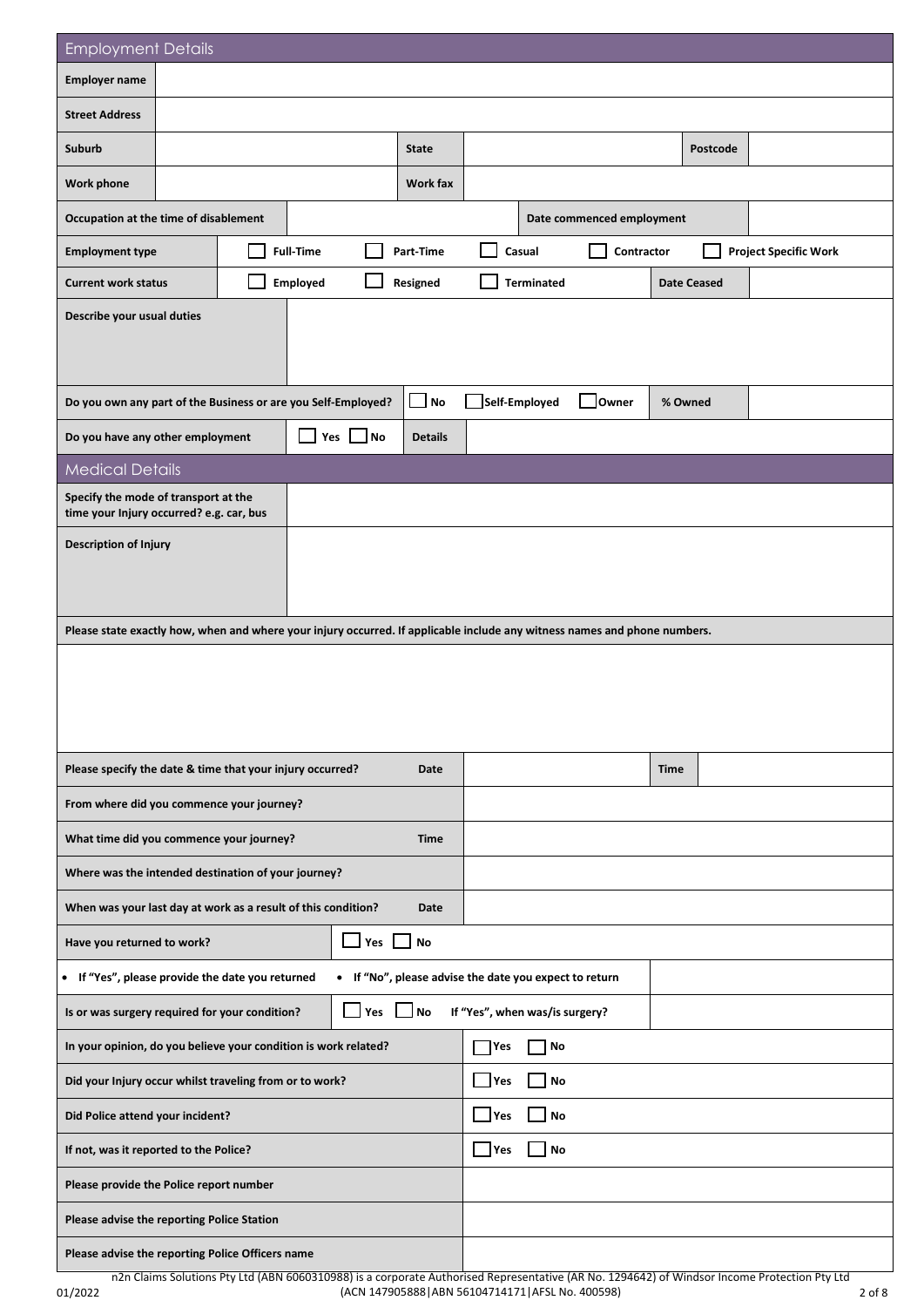## Employment Details

| | | | | | |
|---|---|---|---|---|---|
| **Employer name** | | | | | |
| **Street Address** | | | | | |
| **Suburb** | | **State** | | **Postcode** | |
| **Work phone** | | **Work fax** | | | |
| **Occupation at the time of disablement** | | **Date commenced employment** | | | |

| | | | | | |
|---|---|---|---|---|---|
| **Employment type** | ☐ **Full-Time** | ☐ **Part-Time** | ☐ **Casual** | ☐ **Contractor** | ☐ **Project Specific Work** |
| **Current work status** | ☐ **Employed** | ☐ **Resigned** | ☐ **Terminated** | **Date Ceased** | |

| | |
|---|---|
| **Describe your usual duties** | |

| | | | | | |
|---|---|---|---|---|---|
| **Do you own any part of the Business or are you Self-Employed?** | ☐ **No** | ☐ **Self-Employed** | ☐ **Owner** | **% Owned** | |
| **Do you have any other employment** | ☐ **Yes** ☐ **No** | **Details** | | | |

## Medical Details

| | |
|---|---|
| **Specify the mode of transport at the time your Injury occurred? e.g. car, bus** | |
| **Description of Injury** | |

**Please state exactly how, when and where your injury occurred. If applicable include any witness names and phone numbers.**

| | | | | |
|---|---|---|---|---|
| **Please specify the date & time that your injury occurred?** | **Date** | | **Time** | |
| **From where did you commence your journey?** | | | | |
| **What time did you commence your journey?** | **Time** | | | |
| **Where was the intended destination of your journey?** | | | | |
| **When was your last day at work as a result of this condition?** | **Date** | | | |

| | | | |
|---|---|---|---|
| **Have you returned to work?** | ☐ **Yes** ☐ **No** | | |
| • **If "Yes", please provide the date you returned** | • **If "No", please advise the date you expect to return** | | |
| **Is or was surgery required for your condition?** | ☐ **Yes** ☐ **No** | **If "Yes", when was/is surgery?** | |

| | |
|---|---|
| **In your opinion, do you believe your condition is work related?** | ☐ **Yes** ☐ **No** |
| **Did your Injury occur whilst traveling from or to work?** | ☐ **Yes** ☐ **No** |
| **Did Police attend your incident?** | ☐ **Yes** ☐ **No** |
| **If not, was it reported to the Police?** | ☐ **Yes** ☐ **No** |
| **Please provide the Police report number** | |
| **Please advise the reporting Police Station** | |
| **Please advise the reporting Police Officers name** | |

n2n Claims Solutions Pty Ltd (ABN 6060310988) is a corporate Authorised Representative (AR No. 1294642) of Windsor Income Protection Pty Ltd (ACN 147905888|ABN 56104714171|AFSL No. 400598)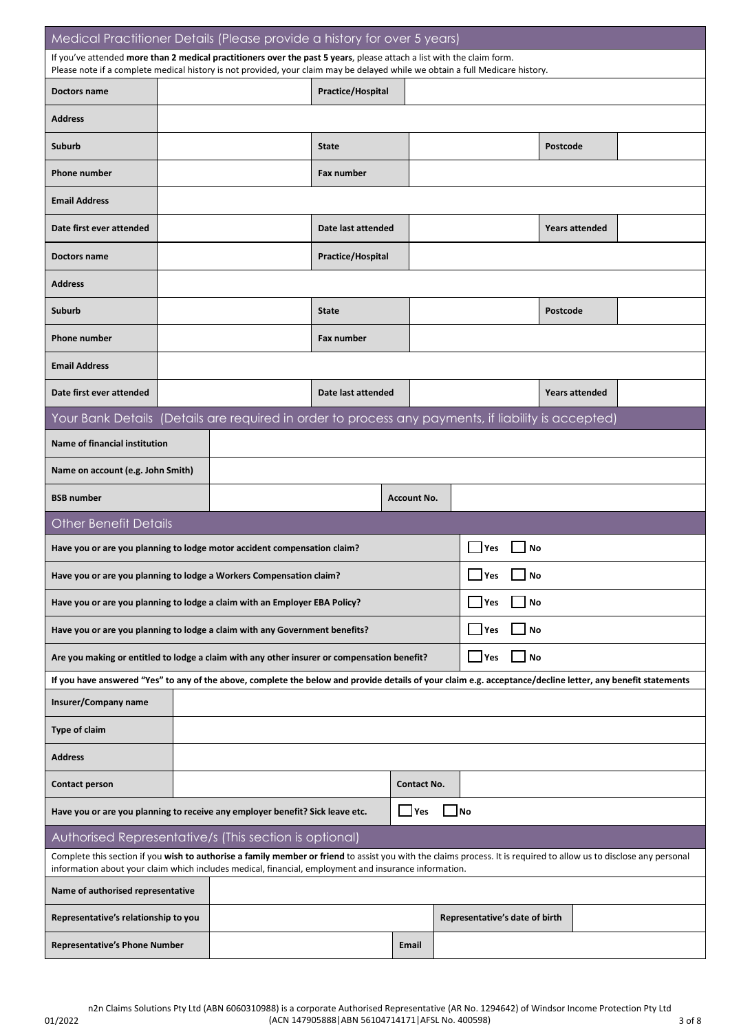## Medical Practitioner Details (Please provide a history for over 5 years)

If you've attended **more than 2 medical practitioners over the past 5 years**, please attach a list with the claim form.
Please note if a complete medical history is not provided, your claim may be delayed while we obtain a full Medicare history.

| | | | | | |
|---|---|---|---|---|---|
| **Doctors name** | | **Practice/Hospital** | | | |
| **Address** | | | | | |
| **Suburb** | | **State** | | **Postcode** | |
| **Phone number** | | **Fax number** | | | |
| **Email Address** | | | | | |
| **Date first ever attended** | | **Date last attended** | | **Years attended** | |
| **Doctors name** | | **Practice/Hospital** | | | |
| **Address** | | | | | |
| **Suburb** | | **State** | | **Postcode** | |
| **Phone number** | | **Fax number** | | | |
| **Email Address** | | | | | |
| **Date first ever attended** | | **Date last attended** | | **Years attended** | |

## Your Bank Details (Details are required in order to process any payments, if liability is accepted)

| | | | |
|---|---|---|---|
| **Name of financial institution** | | | |
| **Name on account (e.g. John Smith)** | | | |
| **BSB number** | | **Account No.** | |

## Other Benefit Details

| | |
|---|---|
| **Have you or are you planning to lodge motor accident compensation claim?** | ☐ Yes ☐ No |
| **Have you or are you planning to lodge a Workers Compensation claim?** | ☐ Yes ☐ No |
| **Have you or are you planning to lodge a claim with an Employer EBA Policy?** | ☐ Yes ☐ No |
| **Have you or are you planning to lodge a claim with any Government benefits?** | ☐ Yes ☐ No |
| **Are you making or entitled to lodge a claim with any other insurer or compensation benefit?** | ☐ Yes ☐ No |

**If you have answered "Yes" to any of the above, complete the below and provide details of your claim e.g. acceptance/decline letter, any benefit statements**

| | | | |
|---|---|---|---|
| **Insurer/Company name** | | | |
| **Type of claim** | | | |
| **Address** | | | |
| **Contact person** | | **Contact No.** | |
| **Have you or are you planning to receive any employer benefit? Sick leave etc.** | ☐ Yes ☐ No | | |

## Authorised Representative/s (This section is optional)

Complete this section if you **wish to authorise a family member or friend** to assist you with the claims process. It is required to allow us to disclose any personal information about your claim which includes medical, financial, employment and insurance information.

| | | | |
|---|---|---|---|
| **Name of authorised representative** | | | |
| **Representative's relationship to you** | | **Representative's date of birth** | |
| **Representative's Phone Number** | | **Email** | |

n2n Claims Solutions Pty Ltd (ABN 6060310988) is a corporate Authorised Representative (AR No. 1294642) of Windsor Income Protection Pty Ltd (ACN 147905888|ABN 56104714171|AFSL No. 400598)

01/2022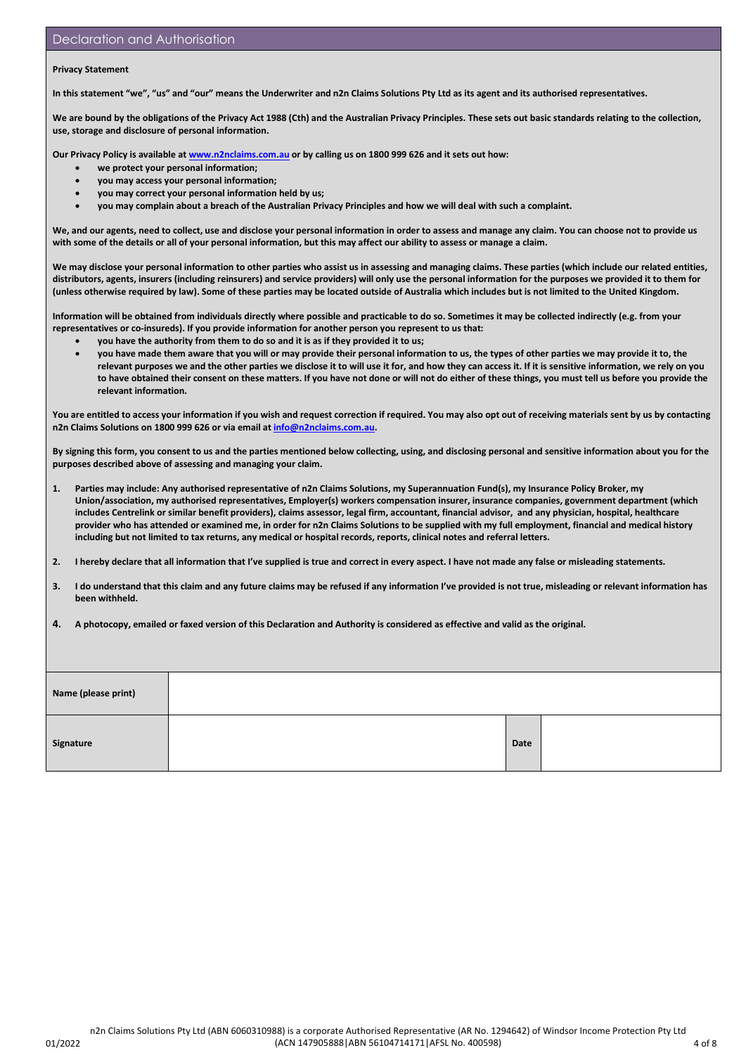## Declaration and Authorisation

**Privacy Statement**

**In this statement "we", "us" and "our" means the Underwriter and n2n Claims Solutions Pty Ltd as its agent and its authorised representatives.**

**We are bound by the obligations of the Privacy Act 1988 (Cth) and the Australian Privacy Principles. These sets out basic standards relating to the collection, use, storage and disclosure of personal information.**

**Our Privacy Policy is available at [www.n2nclaims.com.au](www.n2nclaims.com.au) or by calling us on 1800 999 626 and it sets out how:**

- **we protect your personal information;**
- **you may access your personal information;**
- **you may correct your personal information held by us;**
- **you may complain about a breach of the Australian Privacy Principles and how we will deal with such a complaint.**

**We, and our agents, need to collect, use and disclose your personal information in order to assess and manage any claim. You can choose not to provide us with some of the details or all of your personal information, but this may affect our ability to assess or manage a claim.**

**We may disclose your personal information to other parties who assist us in assessing and managing claims. These parties (which include our related entities, distributors, agents, insurers (including reinsurers) and service providers) will only use the personal information for the purposes we provided it to them for (unless otherwise required by law). Some of these parties may be located outside of Australia which includes but is not limited to the United Kingdom.**

**Information will be obtained from individuals directly where possible and practicable to do so. Sometimes it may be collected indirectly (e.g. from your representatives or co-insureds). If you provide information for another person you represent to us that:**

- **you have the authority from them to do so and it is as if they provided it to us;**
- **you have made them aware that you will or may provide their personal information to us, the types of other parties we may provide it to, the relevant purposes we and the other parties we disclose it to will use it for, and how they can access it. If it is sensitive information, we rely on you to have obtained their consent on these matters. If you have not done or will not do either of these things, you must tell us before you provide the relevant information.**

**You are entitled to access your information if you wish and request correction if required. You may also opt out of receiving materials sent by us by contacting n2n Claims Solutions on 1800 999 626 or via email at [info@n2nclaims.com.au](mailto:info@n2nclaims.com.au).**

**By signing this form, you consent to us and the parties mentioned below collecting, using, and disclosing personal and sensitive information about you for the purposes described above of assessing and managing your claim.**

1. **Parties may include: Any authorised representative of n2n Claims Solutions, my Superannuation Fund(s), my Insurance Policy Broker, my Union/association, my authorised representatives, Employer(s) workers compensation insurer, insurance companies, government department (which includes Centrelink or similar benefit providers), claims assessor, legal firm, accountant, financial advisor, and any physician, hospital, healthcare provider who has attended or examined me, in order for n2n Claims Solutions to be supplied with my full employment, financial and medical history including but not limited to tax returns, any medical or hospital records, reports, clinical notes and referral letters.**
2. **I hereby declare that all information that I've supplied is true and correct in every aspect. I have not made any false or misleading statements.**
3. **I do understand that this claim and any future claims may be refused if any information I've provided is not true, misleading or relevant information has been withheld.**
4. **A photocopy, emailed or faxed version of this Declaration and Authority is considered as effective and valid as the original.**

| **Name (please print)** | | | |
|---|---|---|---|
| **Signature** | | **Date** | |

n2n Claims Solutions Pty Ltd (ABN 6060310988) is a corporate Authorised Representative (AR No. 1294642) of Windsor Income Protection Pty Ltd (ACN 147905888|ABN 56104714171|AFSL No. 400598)

01/2022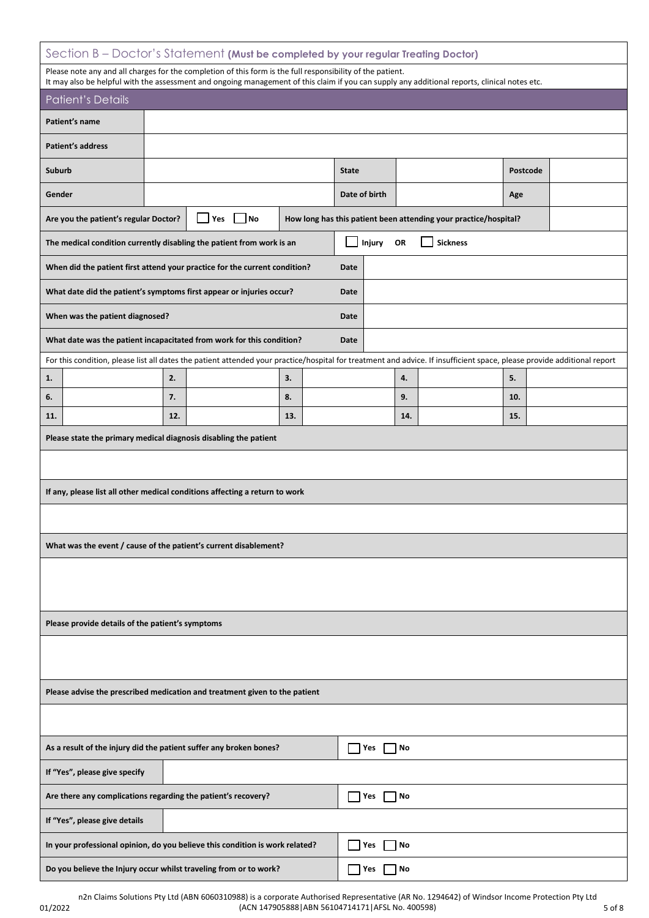## Section B – Doctor's Statement **(Must be completed by your regular Treating Doctor)**

Please note any and all charges for the completion of this form is the full responsibility of the patient.
It may also be helpful with the assessment and ongoing management of this claim if you can supply any additional reports, clinical notes etc.

### Patient's Details

| | | | | | |
|---|---|---|---|---|---|
| **Patient's name** | | | | | |
| **Patient's address** | | | | | |
| **Suburb** | | **State** | | **Postcode** | |
| **Gender** | | **Date of birth** | | **Age** | |

**Are you the patient's regular Doctor?** ☐ Yes ☐ No

**How long has this patient been attending your practice/hospital?**

**The medical condition currently disabling the patient from work is an** ☐ Injury **OR** ☐ Sickness

| | | |
|---|---|---|
| **When did the patient first attend your practice for the current condition?** | **Date** | |
| **What date did the patient's symptoms first appear or injuries occur?** | **Date** | |
| **When was the patient diagnosed?** | **Date** | |
| **What date was the patient incapacitated from work for this condition?** | **Date** | |

For this condition, please list all dates the patient attended your practice/hospital for treatment and advice. If insufficient space, please provide additional report

| | | | | | | | | | |
|---|---|---|---|---|---|---|---|---|---|
| **1.** | | **2.** | | **3.** | | **4.** | | **5.** | |
| **6.** | | **7.** | | **8.** | | **9.** | | **10.** | |
| **11.** | | **12.** | | **13.** | | **14.** | | **15.** | |

**Please state the primary medical diagnosis disabling the patient**

**If any, please list all other medical conditions affecting a return to work**

**What was the event / cause of the patient's current disablement?**

**Please provide details of the patient's symptoms**

**Please advise the prescribed medication and treatment given to the patient**

**As a result of the injury did the patient suffer any broken bones?** ☐ Yes ☐ No

**If "Yes", please give specify**

**Are there any complications regarding the patient's recovery?** ☐ Yes ☐ No

**If "Yes", please give details**

**In your professional opinion, do you believe this condition is work related?** ☐ Yes ☐ No

**Do you believe the Injury occur whilst traveling from or to work?** ☐ Yes ☐ No

n2n Claims Solutions Pty Ltd (ABN 6060310988) is a corporate Authorised Representative (AR No. 1294642) of Windsor Income Protection Pty Ltd (ACN 147905888|ABN 56104714171|AFSL No. 400598)

01/2022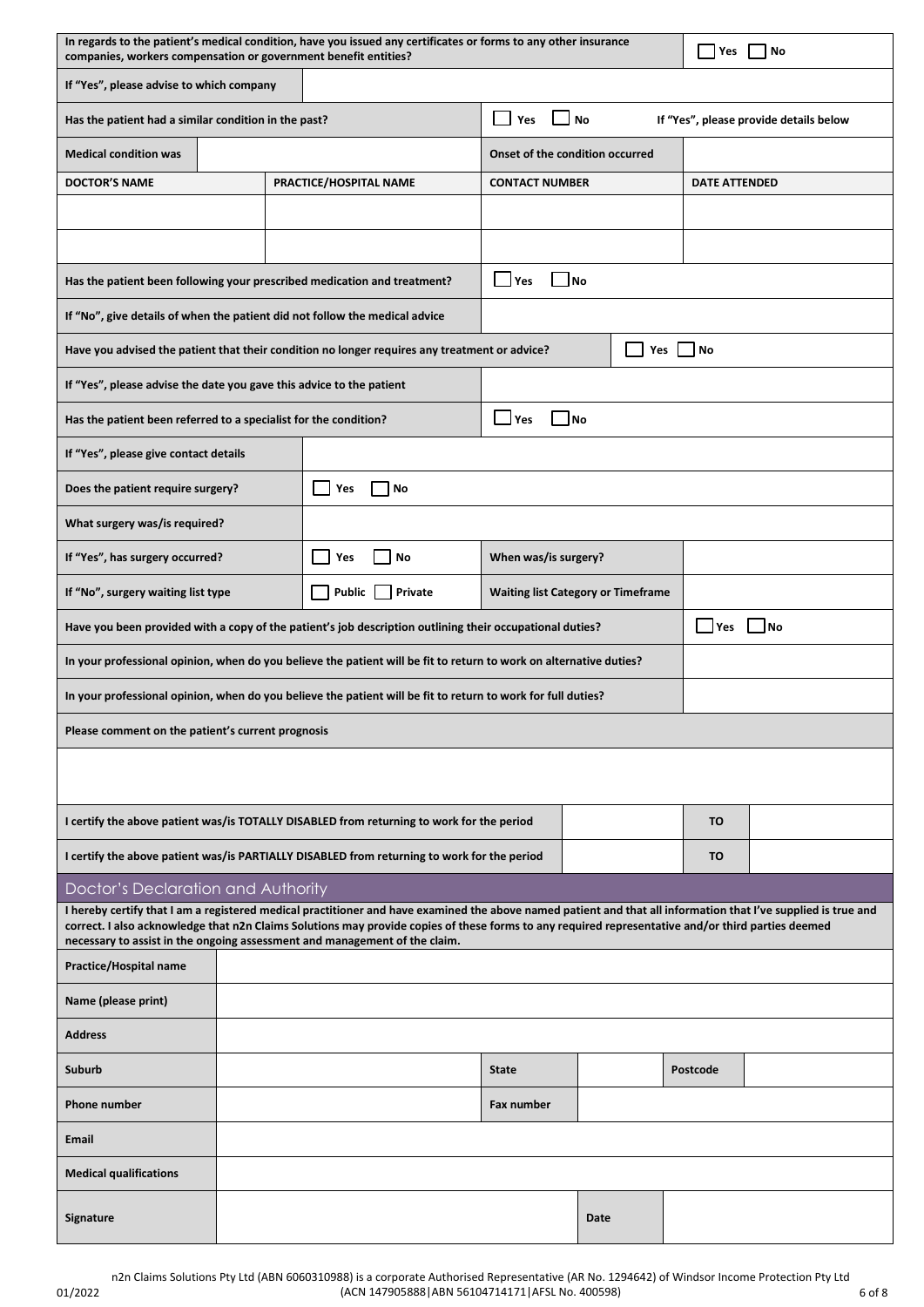| In regards to the patient's medical condition, have you issued any certificates or forms to any other insurance companies, workers compensation or government benefit entities? | ☐ Yes ☐ No |
|---|---|
| If "Yes", please advise to which company | |

| Has the patient had a similar condition in the past? | | ☐ Yes ☐ No | If "Yes", please provide details below |
|---|---|---|---|
| Medical condition was | | Onset of the condition occurred | |
| **DOCTOR'S NAME** | **PRACTICE/HOSPITAL NAME** | **CONTACT NUMBER** | **DATE ATTENDED** |
| | | | |
| | | | |

| | |
|---|---|
| Has the patient been following your prescribed medication and treatment? | ☐ Yes ☐ No |
| If "No", give details of when the patient did not follow the medical advice | |
| Have you advised the patient that their condition no longer requires any treatment or advice? | ☐ Yes ☐ No |
| If "Yes", please advise the date you gave this advice to the patient | |
| Has the patient been referred to a specialist for the condition? | ☐ Yes ☐ No |
| If "Yes", please give contact details | |
| Does the patient require surgery? | ☐ Yes ☐ No |
| What surgery was/is required? | |

| | | | |
|---|---|---|---|
| If "Yes", has surgery occurred? | ☐ Yes ☐ No | When was/is surgery? | |
| If "No", surgery waiting list type | ☐ Public ☐ Private | Waiting list Category or Timeframe | |

| | |
|---|---|
| Have you been provided with a copy of the patient's job description outlining their occupational duties? | ☐ Yes ☐ No |
| In your professional opinion, when do you believe the patient will be fit to return to work on alternative duties? | |
| In your professional opinion, when do you believe the patient will be fit to return to work for full duties? | |

**Please comment on the patient's current prognosis**

| | | | |
|---|---|---|---|
| I certify the above patient was/is TOTALLY DISABLED from returning to work for the period | | TO | |
| I certify the above patient was/is PARTIALLY DISABLED from returning to work for the period | | TO | |

## Doctor's Declaration and Authority

**I hereby certify that I am a registered medical practitioner and have examined the above named patient and that all information that I've supplied is true and correct. I also acknowledge that n2n Claims Solutions may provide copies of these forms to any required representative and/or third parties deemed necessary to assist in the ongoing assessment and management of the claim.**

| | | | | | |
|---|---|---|---|---|---|
| Practice/Hospital name | | | | | |
| Name (please print) | | | | | |
| Address | | | | | |
| Suburb | | State | | Postcode | |
| Phone number | | Fax number | | | |
| Email | | | | | |
| Medical qualifications | | | | | |
| Signature | | | Date | | |

n2n Claims Solutions Pty Ltd (ABN 6060310988) is a corporate Authorised Representative (AR No. 1294642) of Windsor Income Protection Pty Ltd (ACN 147905888|ABN 56104714171|AFSL No. 400598)

01/2022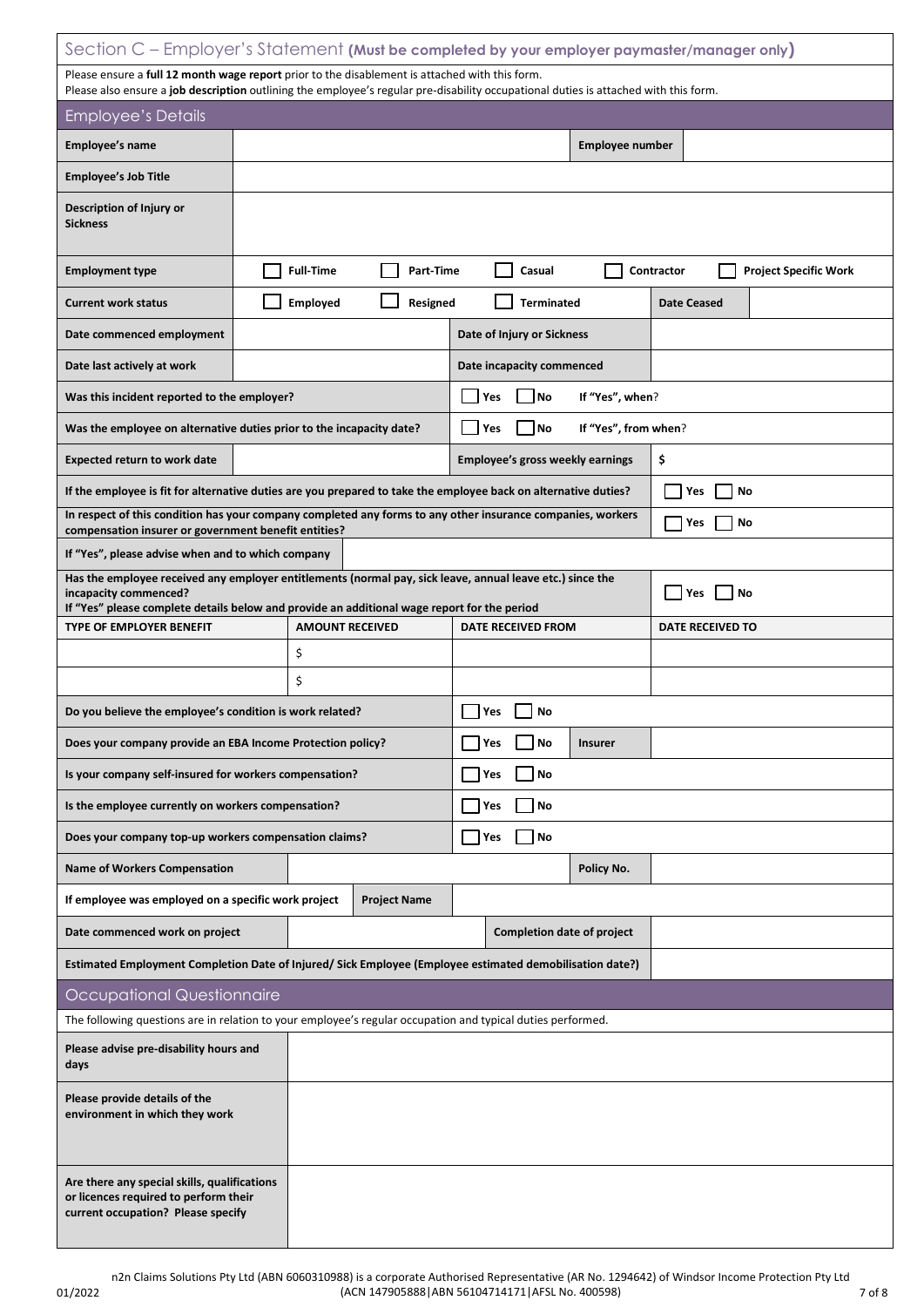## Section C – Employer's Statement **(Must be completed by your employer paymaster/manager only)**

Please ensure a **full 12 month wage report** prior to the disablement is attached with this form.
Please also ensure a **job description** outlining the employee's regular pre-disability occupational duties is attached with this form.

### Employee's Details

| | | | |
|---|---|---|---|
| **Employee's name** | | **Employee number** | |
| **Employee's Job Title** | | | |
| **Description of Injury or Sickness** | | | |
| **Employment type** | ☐ **Full-Time** ☐ **Part-Time** ☐ **Casual** ☐ **Contractor** ☐ **Project Specific Work** | | |
| **Current work status** | ☐ **Employed** ☐ **Resigned** ☐ **Terminated** | **Date Ceased** | |
| **Date commenced employment** | | **Date of Injury or Sickness** | |
| **Date last actively at work** | | **Date incapacity commenced** | |
| **Was this incident reported to the employer?** | | ☐ **Yes** ☐ **No** **If "Yes", when**? | |
| **Was the employee on alternative duties prior to the incapacity date?** | | ☐ **Yes** ☐ **No** **If "Yes", from when**? | |
| **Expected return to work date** | | **Employee's gross weekly earnings** | **$** |
| **If the employee is fit for alternative duties are you prepared to take the employee back on alternative duties?** | | | ☐ **Yes** ☐ **No** |
| **In respect of this condition has your company completed any forms to any other insurance companies, workers compensation insurer or government benefit entities?** | | | ☐ **Yes** ☐ **No** |
| **If "Yes", please advise when and to which company** | | | |
| **Has the employee received any employer entitlements (normal pay, sick leave, annual leave etc.) since the incapacity commenced? If "Yes" please complete details below and provide an additional wage report for the period** | | | ☐ **Yes** ☐ **No** |

| TYPE OF EMPLOYER BENEFIT | AMOUNT RECEIVED | DATE RECEIVED FROM | DATE RECEIVED TO |
|---|---|---|---|
| | $ | | |
| | $ | | |

| | | | |
|---|---|---|---|
| **Do you believe the employee's condition is work related?** | ☐ **Yes** ☐ **No** | | |
| **Does your company provide an EBA Income Protection policy?** | ☐ **Yes** ☐ **No** | **Insurer** | |
| **Is your company self-insured for workers compensation?** | ☐ **Yes** ☐ **No** | | |
| **Is the employee currently on workers compensation?** | ☐ **Yes** ☐ **No** | | |
| **Does your company top-up workers compensation claims?** | ☐ **Yes** ☐ **No** | | |
| **Name of Workers Compensation** | | **Policy No.** | |
| **If employee was employed on a specific work project** | **Project Name** | | |
| **Date commenced work on project** | | **Completion date of project** | |
| **Estimated Employment Completion Date of Injured/ Sick Employee (Employee estimated demobilisation date?)** | | | |

### Occupational Questionnaire

The following questions are in relation to your employee's regular occupation and typical duties performed.

| | |
|---|---|
| **Please advise pre-disability hours and days** | |
| **Please provide details of the environment in which they work** | |
| **Are there any special skills, qualifications or licences required to perform their current occupation? Please specify** | |

n2n Claims Solutions Pty Ltd (ABN 6060310988) is a corporate Authorised Representative (AR No. 1294642) of Windsor Income Protection Pty Ltd (ACN 147905888|ABN 56104714171|AFSL No. 400598)

01/2022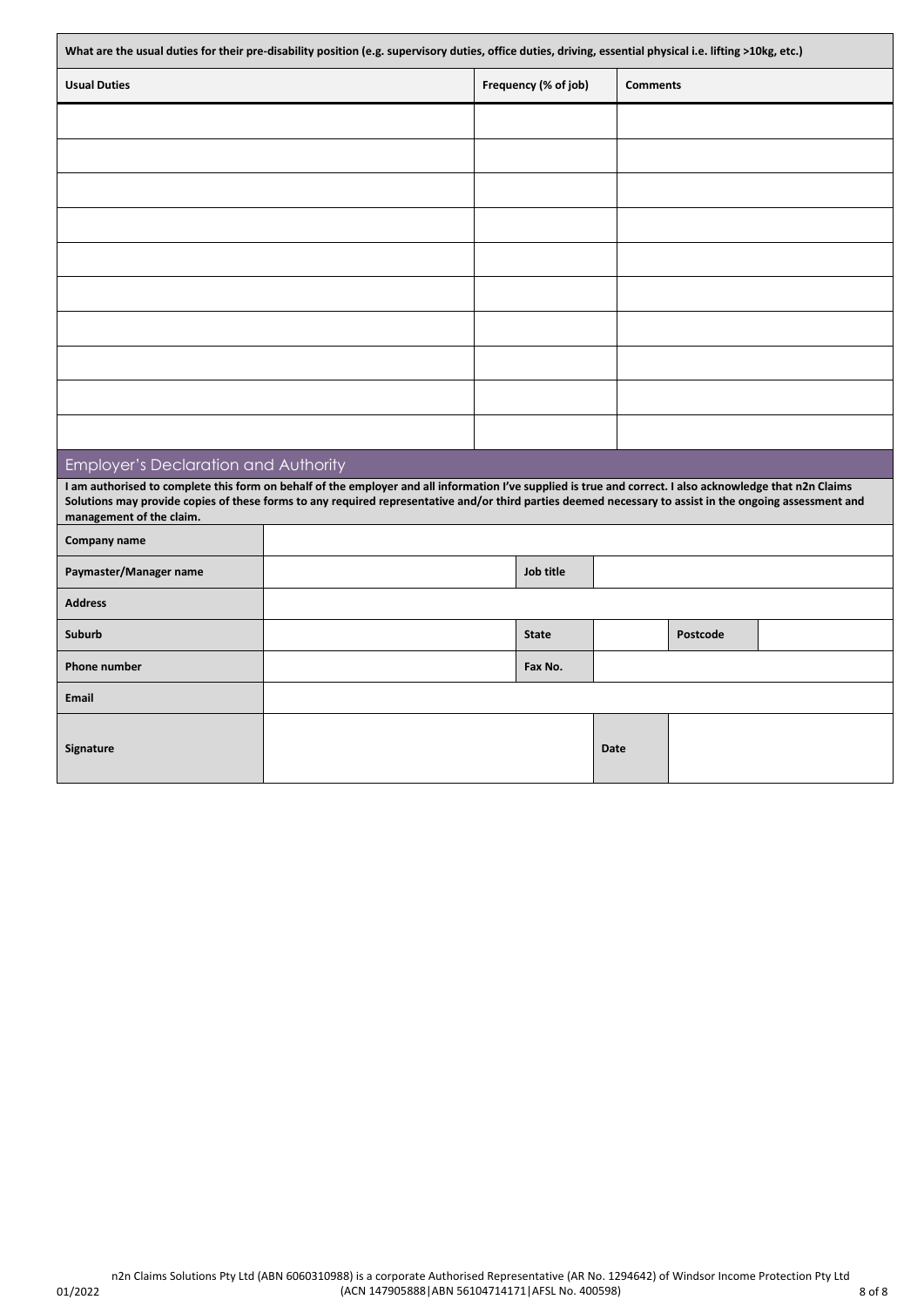| What are the usual duties for their pre-disability position (e.g. supervisory duties, office duties, driving, essential physical i.e. lifting >10kg, etc.) | | |
|---|---|---|
| **Usual Duties** | **Frequency (% of job)** | **Comments** |
| | | |
| | | |
| | | |
| | | |
| | | |
| | | |
| | | |
| | | |
| | | |
| | | |

## Employer's Declaration and Authority

**I am authorised to complete this form on behalf of the employer and all information I've supplied is true and correct. I also acknowledge that n2n Claims Solutions may provide copies of these forms to any required representative and/or third parties deemed necessary to assist in the ongoing assessment and management of the claim.**

| | | | | | |
|---|---|---|---|---|---|
| **Company name** | | | | | |
| **Paymaster/Manager name** | | **Job title** | | | |
| **Address** | | | | | |
| **Suburb** | | **State** | | **Postcode** | |
| **Phone number** | | **Fax No.** | | | |
| **Email** | | | | | |
| **Signature** | | **Date** | | | |

n2n Claims Solutions Pty Ltd (ABN 6060310988) is a corporate Authorised Representative (AR No. 1294642) of Windsor Income Protection Pty Ltd (ACN 147905888|ABN 56104714171|AFSL No. 400598)

01/2022